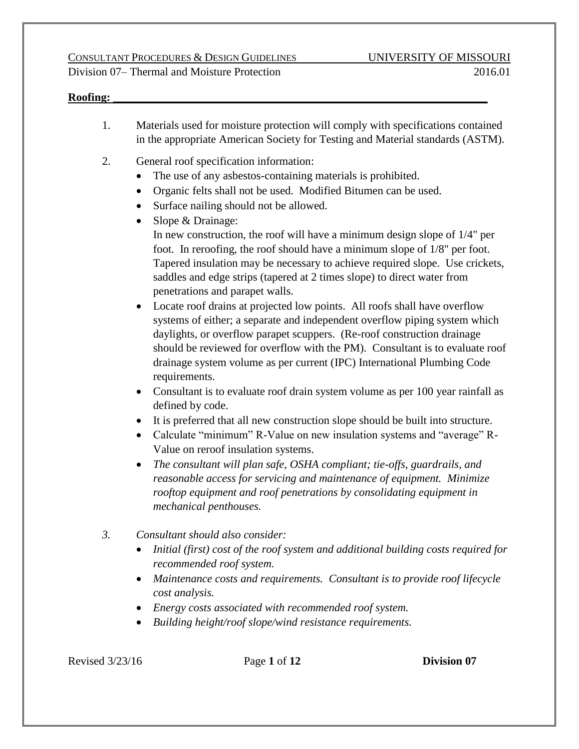**Roofing:**

1. Materials used for moisture protection will comply with specifications contained in the appropriate American Society for Testing and Material standards (ASTM).

2. General roof specification information:
   - The use of any asbestos-containing materials is prohibited.
   - Organic felts shall not be used. Modified Bitumen can be used.
   - Surface nailing should not be allowed.
   - Slope & Drainage:
     In new construction, the roof will have a minimum design slope of 1/4" per foot. In reroofing, the roof should have a minimum slope of 1/8" per foot. Tapered insulation may be necessary to achieve required slope. Use crickets, saddles and edge strips (tapered at 2 times slope) to direct water from penetrations and parapet walls.
   - Locate roof drains at projected low points. All roofs shall have overflow systems of either; a separate and independent overflow piping system which daylights, or overflow parapet scuppers. (Re-roof construction drainage should be reviewed for overflow with the PM). Consultant is to evaluate roof drainage system volume as per current (IPC) International Plumbing Code requirements.
   - Consultant is to evaluate roof drain system volume as per 100 year rainfall as defined by code.
   - It is preferred that all new construction slope should be built into structure.
   - Calculate "minimum" R-Value on new insulation systems and "average" R-Value on reroof insulation systems.
   - *The consultant will plan safe, OSHA compliant; tie-offs, guardrails, and reasonable access for servicing and maintenance of equipment. Minimize rooftop equipment and roof penetrations by consolidating equipment in mechanical penthouses.*

3. *Consultant should also consider:*
   - *Initial (first) cost of the roof system and additional building costs required for recommended roof system.*
   - *Maintenance costs and requirements. Consultant is to provide roof lifecycle cost analysis.*
   - *Energy costs associated with recommended roof system.*
   - *Building height/roof slope/wind resistance requirements.*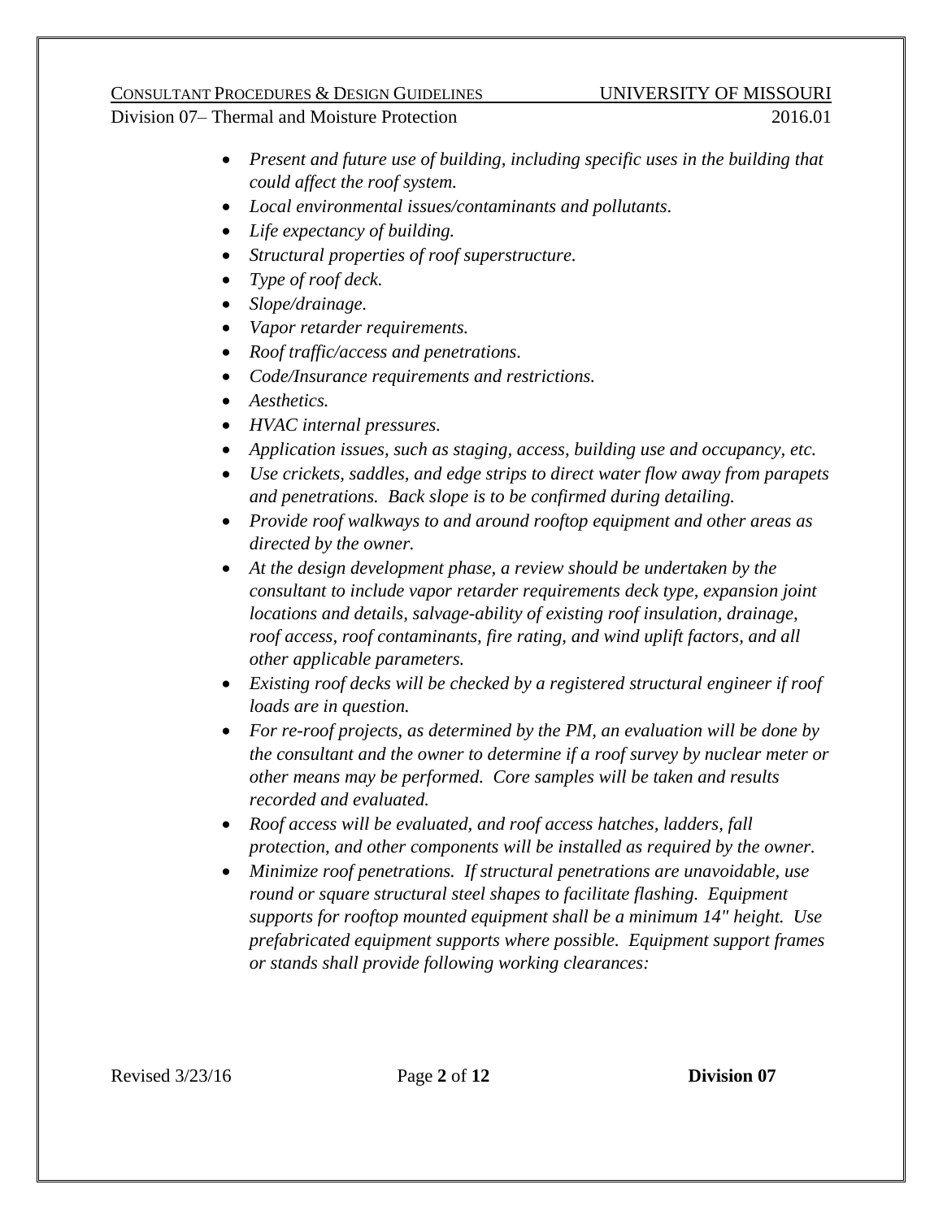- *Present and future use of building, including specific uses in the building that could affect the roof system.*
- *Local environmental issues/contaminants and pollutants.*
- *Life expectancy of building.*
- *Structural properties of roof superstructure.*
- *Type of roof deck.*
- *Slope/drainage.*
- *Vapor retarder requirements.*
- *Roof traffic/access and penetrations.*
- *Code/Insurance requirements and restrictions.*
- *Aesthetics.*
- *HVAC internal pressures.*
- *Application issues, such as staging, access, building use and occupancy, etc.*
- *Use crickets, saddles, and edge strips to direct water flow away from parapets and penetrations. Back slope is to be confirmed during detailing.*
- *Provide roof walkways to and around rooftop equipment and other areas as directed by the owner.*
- *At the design development phase, a review should be undertaken by the consultant to include vapor retarder requirements deck type, expansion joint locations and details, salvage-ability of existing roof insulation, drainage, roof access, roof contaminants, fire rating, and wind uplift factors, and all other applicable parameters.*
- *Existing roof decks will be checked by a registered structural engineer if roof loads are in question.*
- *For re-roof projects, as determined by the PM, an evaluation will be done by the consultant and the owner to determine if a roof survey by nuclear meter or other means may be performed. Core samples will be taken and results recorded and evaluated.*
- *Roof access will be evaluated, and roof access hatches, ladders, fall protection, and other components will be installed as required by the owner.*
- *Minimize roof penetrations. If structural penetrations are unavoidable, use round or square structural steel shapes to facilitate flashing. Equipment supports for rooftop mounted equipment shall be a minimum 14" height. Use prefabricated equipment supports where possible. Equipment support frames or stands shall provide following working clearances:*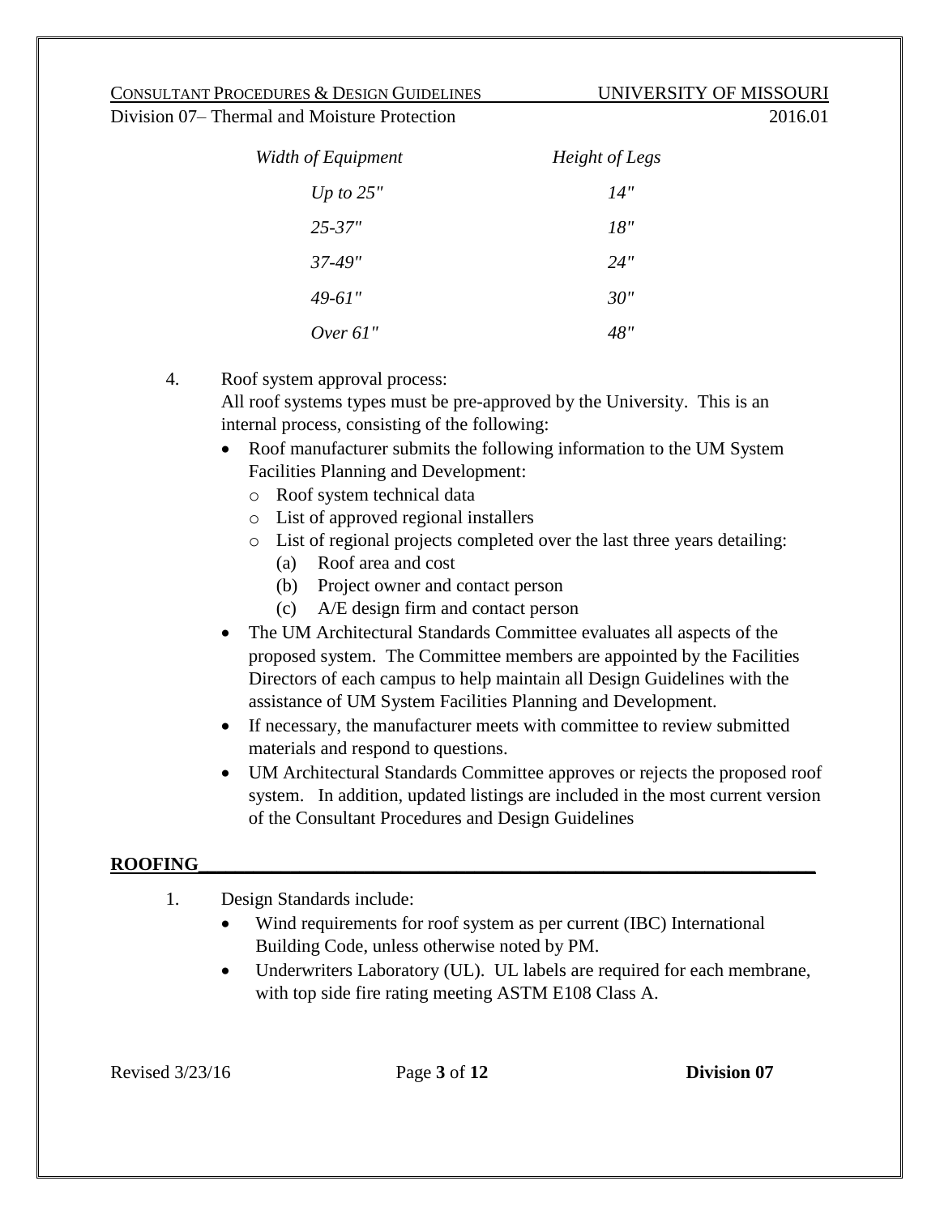| *Width of Equipment* | *Height of Legs* |
| --- | --- |
| *Up to 25"* | *14"* |
| *25-37"* | *18"* |
| *37-49"* | *24"* |
| *49-61"* | *30"* |
| *Over 61"* | *48"* |

4. Roof system approval process:
   All roof systems types must be pre-approved by the University. This is an internal process, consisting of the following:
   - Roof manufacturer submits the following information to the UM System Facilities Planning and Development:
     - Roof system technical data
     - List of approved regional installers
     - List of regional projects completed over the last three years detailing:
       (a) Roof area and cost
       (b) Project owner and contact person
       (c) A/E design firm and contact person
   - The UM Architectural Standards Committee evaluates all aspects of the proposed system. The Committee members are appointed by the Facilities Directors of each campus to help maintain all Design Guidelines with the assistance of UM System Facilities Planning and Development.
   - If necessary, the manufacturer meets with committee to review submitted materials and respond to questions.
   - UM Architectural Standards Committee approves or rejects the proposed roof system. In addition, updated listings are included in the most current version of the Consultant Procedures and Design Guidelines

## ROOFING

1. Design Standards include:
   - Wind requirements for roof system as per current (IBC) International Building Code, unless otherwise noted by PM.
   - Underwriters Laboratory (UL). UL labels are required for each membrane, with top side fire rating meeting ASTM E108 Class A.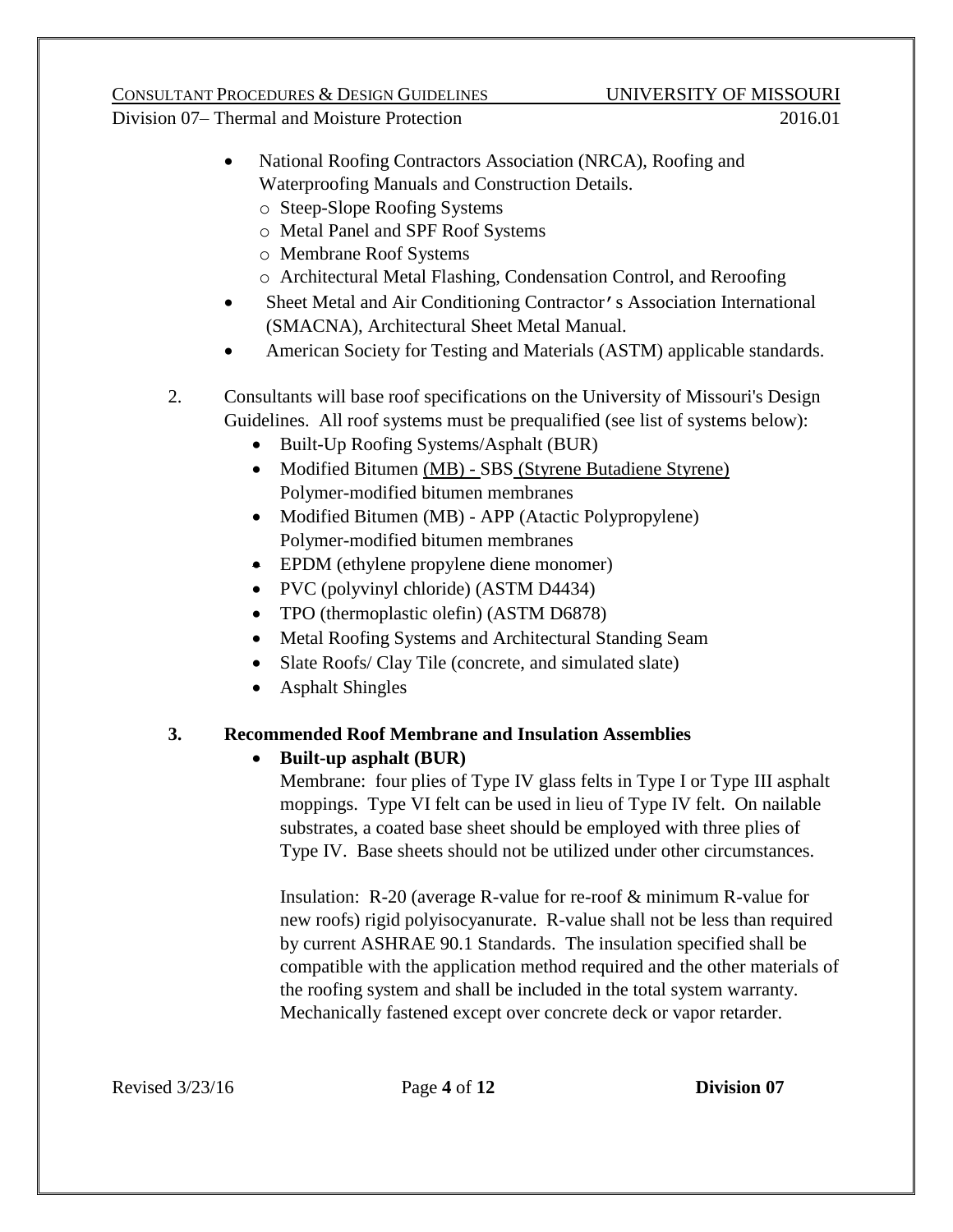- National Roofing Contractors Association (NRCA), Roofing and Waterproofing Manuals and Construction Details.
    - Steep-Slope Roofing Systems
    - Metal Panel and SPF Roof Systems
    - Membrane Roof Systems
    - Architectural Metal Flashing, Condensation Control, and Reroofing
- Sheet Metal and Air Conditioning Contractor's Association International (SMACNA), Architectural Sheet Metal Manual.
- American Society for Testing and Materials (ASTM) applicable standards.

2. Consultants will base roof specifications on the University of Missouri's Design Guidelines. All roof systems must be prequalified (see list of systems below):
    - Built-Up Roofing Systems/Asphalt (BUR)
    - Modified Bitumen (MB) - SBS (Styrene Butadiene Styrene) Polymer-modified bitumen membranes
    - Modified Bitumen (MB) - APP (Atactic Polypropylene) Polymer-modified bitumen membranes
    - EPDM (ethylene propylene diene monomer)
    - PVC (polyvinyl chloride) (ASTM D4434)
    - TPO (thermoplastic olefin) (ASTM D6878)
    - Metal Roofing Systems and Architectural Standing Seam
    - Slate Roofs/ Clay Tile (concrete, and simulated slate)
    - Asphalt Shingles

**3. Recommended Roof Membrane and Insulation Assemblies**

- **Built-up asphalt (BUR)**

  Membrane: four plies of Type IV glass felts in Type I or Type III asphalt moppings. Type VI felt can be used in lieu of Type IV felt. On nailable substrates, a coated base sheet should be employed with three plies of Type IV. Base sheets should not be utilized under other circumstances.

  Insulation: R-20 (average R-value for re-roof & minimum R-value for new roofs) rigid polyisocyanurate. R-value shall not be less than required by current ASHRAE 90.1 Standards. The insulation specified shall be compatible with the application method required and the other materials of the roofing system and shall be included in the total system warranty. Mechanically fastened except over concrete deck or vapor retarder.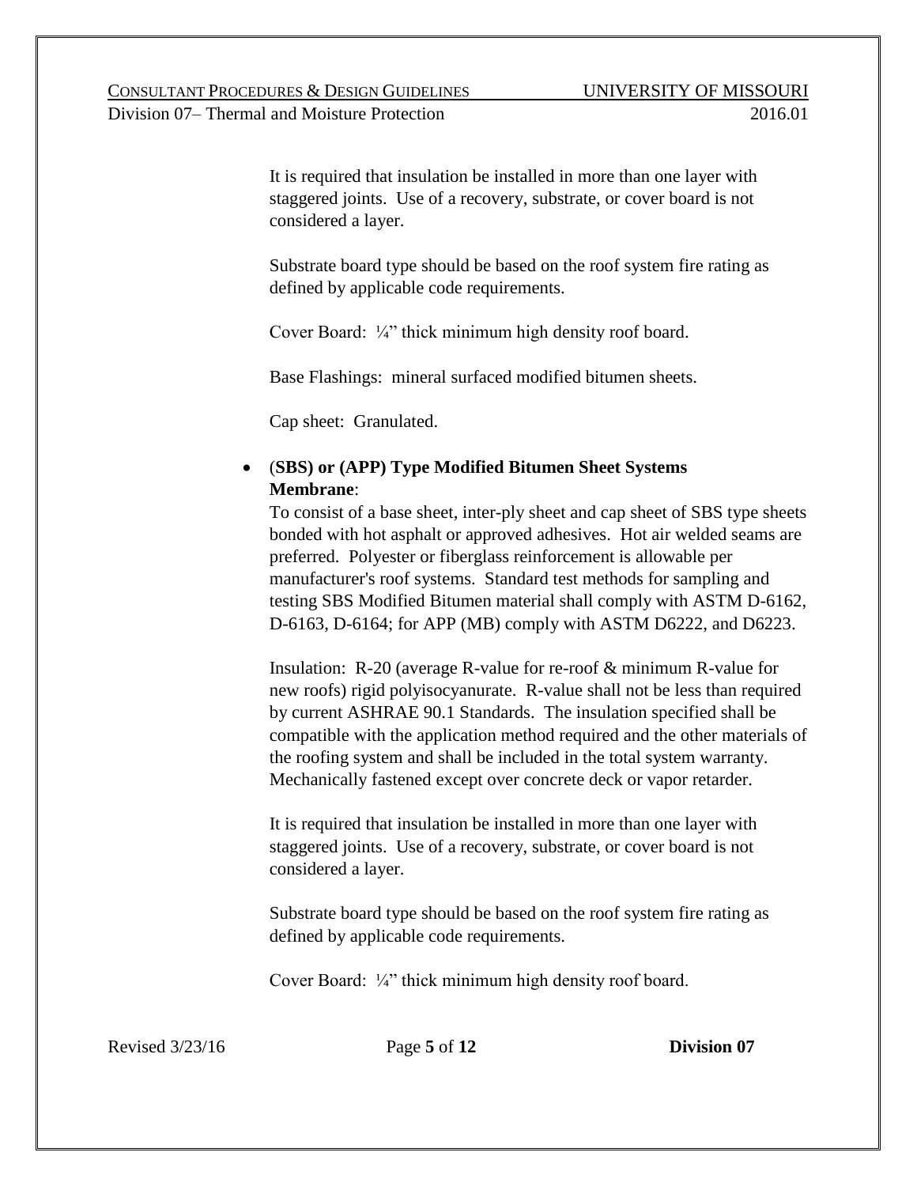It is required that insulation be installed in more than one layer with staggered joints. Use of a recovery, substrate, or cover board is not considered a layer.

Substrate board type should be based on the roof system fire rating as defined by applicable code requirements.

Cover Board: ¼" thick minimum high density roof board.

Base Flashings: mineral surfaced modified bitumen sheets.

Cap sheet: Granulated.

- (**SBS) or (APP) Type Modified Bitumen Sheet Systems Membrane**:
  To consist of a base sheet, inter-ply sheet and cap sheet of SBS type sheets bonded with hot asphalt or approved adhesives. Hot air welded seams are preferred. Polyester or fiberglass reinforcement is allowable per manufacturer's roof systems. Standard test methods for sampling and testing SBS Modified Bitumen material shall comply with ASTM D-6162, D-6163, D-6164; for APP (MB) comply with ASTM D6222, and D6223.

  Insulation: R-20 (average R-value for re-roof & minimum R-value for new roofs) rigid polyisocyanurate. R-value shall not be less than required by current ASHRAE 90.1 Standards. The insulation specified shall be compatible with the application method required and the other materials of the roofing system and shall be included in the total system warranty. Mechanically fastened except over concrete deck or vapor retarder.

  It is required that insulation be installed in more than one layer with staggered joints. Use of a recovery, substrate, or cover board is not considered a layer.

  Substrate board type should be based on the roof system fire rating as defined by applicable code requirements.

  Cover Board: ¼" thick minimum high density roof board.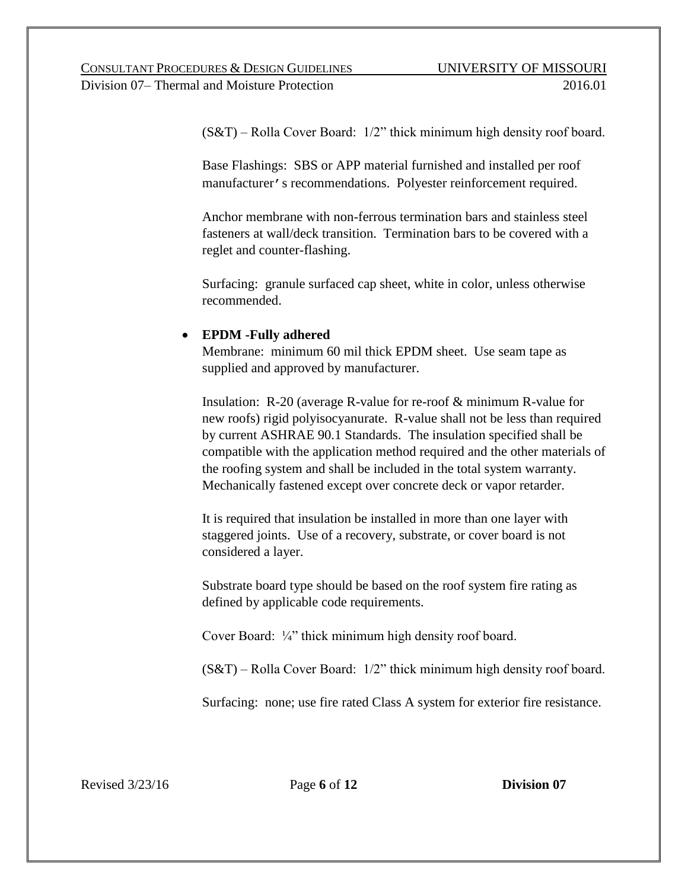(S&T) – Rolla Cover Board: 1/2" thick minimum high density roof board.

Base Flashings: SBS or APP material furnished and installed per roof manufacturer's recommendations. Polyester reinforcement required.

Anchor membrane with non-ferrous termination bars and stainless steel fasteners at wall/deck transition. Termination bars to be covered with a reglet and counter-flashing.

Surfacing: granule surfaced cap sheet, white in color, unless otherwise recommended.

- **EPDM -Fully adhered**

  Membrane: minimum 60 mil thick EPDM sheet. Use seam tape as supplied and approved by manufacturer.

  Insulation: R-20 (average R-value for re-roof & minimum R-value for new roofs) rigid polyisocyanurate. R-value shall not be less than required by current ASHRAE 90.1 Standards. The insulation specified shall be compatible with the application method required and the other materials of the roofing system and shall be included in the total system warranty. Mechanically fastened except over concrete deck or vapor retarder.

  It is required that insulation be installed in more than one layer with staggered joints. Use of a recovery, substrate, or cover board is not considered a layer.

  Substrate board type should be based on the roof system fire rating as defined by applicable code requirements.

  Cover Board: ¼" thick minimum high density roof board.

  (S&T) – Rolla Cover Board: 1/2" thick minimum high density roof board.

  Surfacing: none; use fire rated Class A system for exterior fire resistance.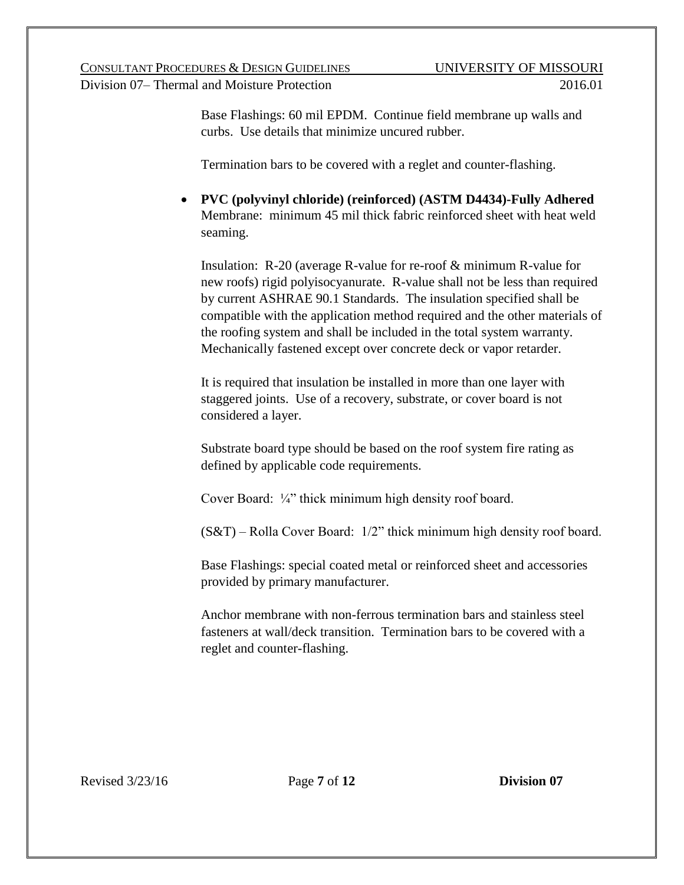Base Flashings: 60 mil EPDM. Continue field membrane up walls and curbs. Use details that minimize uncured rubber.

Termination bars to be covered with a reglet and counter-flashing.

- **PVC (polyvinyl chloride) (reinforced) (ASTM D4434)-Fully Adhered**
  Membrane: minimum 45 mil thick fabric reinforced sheet with heat weld seaming.

  Insulation: R-20 (average R-value for re-roof & minimum R-value for new roofs) rigid polyisocyanurate. R-value shall not be less than required by current ASHRAE 90.1 Standards. The insulation specified shall be compatible with the application method required and the other materials of the roofing system and shall be included in the total system warranty. Mechanically fastened except over concrete deck or vapor retarder.

  It is required that insulation be installed in more than one layer with staggered joints. Use of a recovery, substrate, or cover board is not considered a layer.

  Substrate board type should be based on the roof system fire rating as defined by applicable code requirements.

  Cover Board: ¼" thick minimum high density roof board.

  (S&T) – Rolla Cover Board: 1/2" thick minimum high density roof board.

  Base Flashings: special coated metal or reinforced sheet and accessories provided by primary manufacturer.

  Anchor membrane with non-ferrous termination bars and stainless steel fasteners at wall/deck transition. Termination bars to be covered with a reglet and counter-flashing.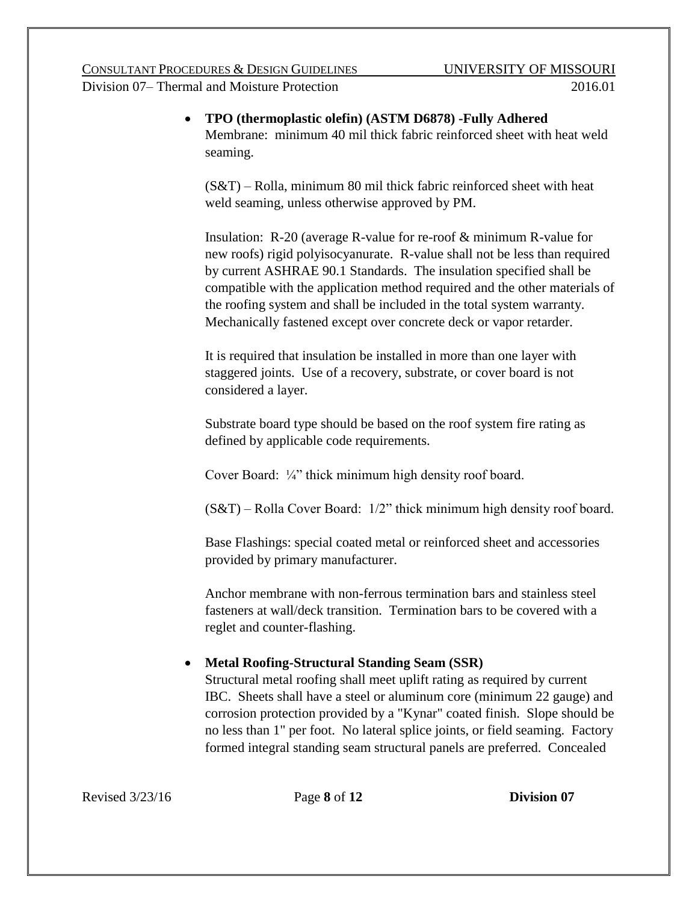- **TPO (thermoplastic olefin) (ASTM D6878) -Fully Adhered**
  Membrane: minimum 40 mil thick fabric reinforced sheet with heat weld seaming.

  (S&T) – Rolla, minimum 80 mil thick fabric reinforced sheet with heat weld seaming, unless otherwise approved by PM.

  Insulation: R-20 (average R-value for re-roof & minimum R-value for new roofs) rigid polyisocyanurate. R-value shall not be less than required by current ASHRAE 90.1 Standards. The insulation specified shall be compatible with the application method required and the other materials of the roofing system and shall be included in the total system warranty. Mechanically fastened except over concrete deck or vapor retarder.

  It is required that insulation be installed in more than one layer with staggered joints. Use of a recovery, substrate, or cover board is not considered a layer.

  Substrate board type should be based on the roof system fire rating as defined by applicable code requirements.

  Cover Board: ¼" thick minimum high density roof board.

  (S&T) – Rolla Cover Board: 1/2" thick minimum high density roof board.

  Base Flashings: special coated metal or reinforced sheet and accessories provided by primary manufacturer.

  Anchor membrane with non-ferrous termination bars and stainless steel fasteners at wall/deck transition. Termination bars to be covered with a reglet and counter-flashing.

- **Metal Roofing-Structural Standing Seam (SSR)**
  Structural metal roofing shall meet uplift rating as required by current IBC. Sheets shall have a steel or aluminum core (minimum 22 gauge) and corrosion protection provided by a "Kynar" coated finish. Slope should be no less than 1" per foot. No lateral splice joints, or field seaming. Factory formed integral standing seam structural panels are preferred. Concealed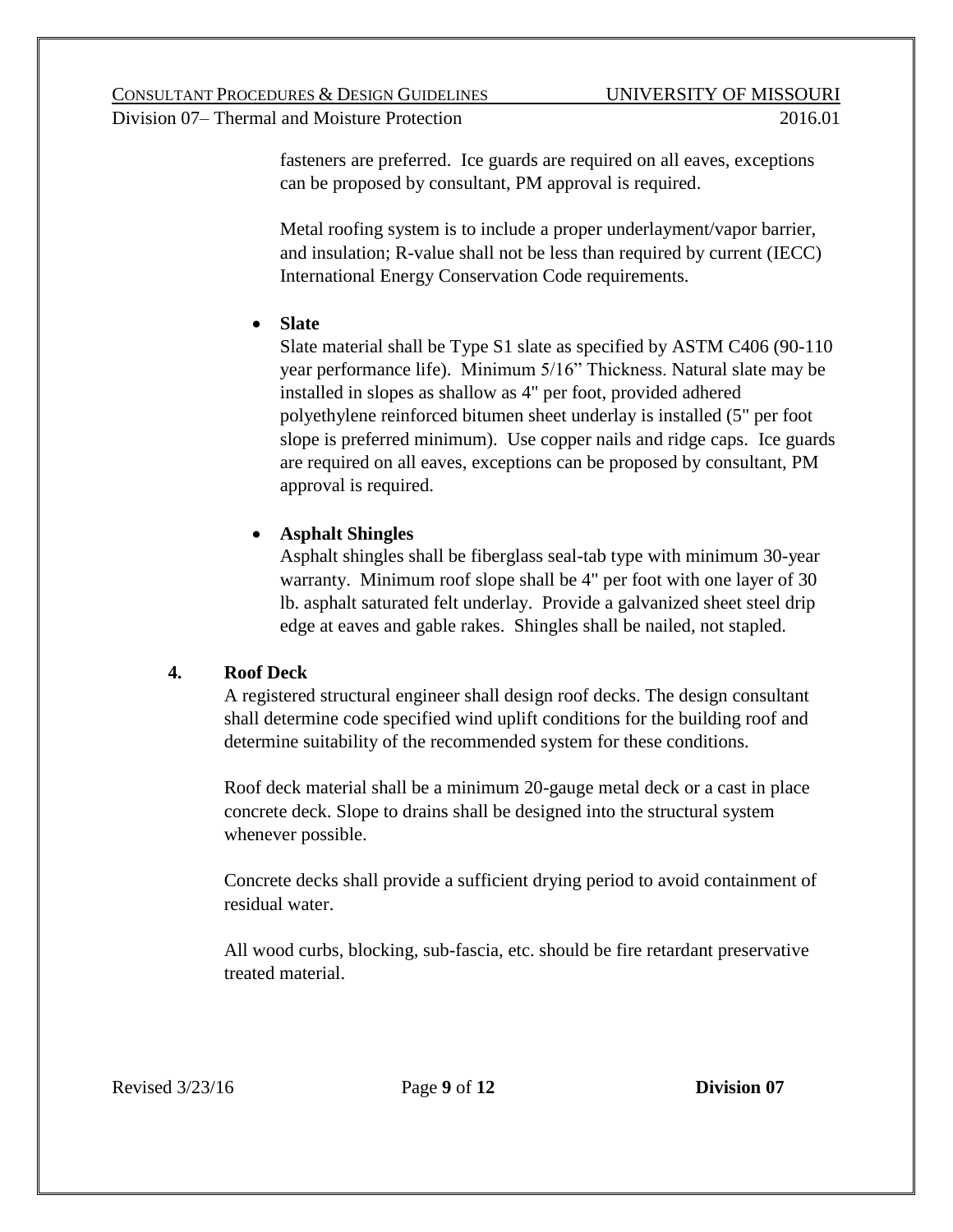fasteners are preferred. Ice guards are required on all eaves, exceptions can be proposed by consultant, PM approval is required.

Metal roofing system is to include a proper underlayment/vapor barrier, and insulation; R-value shall not be less than required by current (IECC) International Energy Conservation Code requirements.

- **Slate**
  Slate material shall be Type S1 slate as specified by ASTM C406 (90-110 year performance life). Minimum 5/16" Thickness. Natural slate may be installed in slopes as shallow as 4" per foot, provided adhered polyethylene reinforced bitumen sheet underlay is installed (5" per foot slope is preferred minimum). Use copper nails and ridge caps. Ice guards are required on all eaves, exceptions can be proposed by consultant, PM approval is required.

- **Asphalt Shingles**
  Asphalt shingles shall be fiberglass seal-tab type with minimum 30-year warranty. Minimum roof slope shall be 4" per foot with one layer of 30 lb. asphalt saturated felt underlay. Provide a galvanized sheet steel drip edge at eaves and gable rakes. Shingles shall be nailed, not stapled.

### 4. Roof Deck

A registered structural engineer shall design roof decks. The design consultant shall determine code specified wind uplift conditions for the building roof and determine suitability of the recommended system for these conditions.

Roof deck material shall be a minimum 20-gauge metal deck or a cast in place concrete deck. Slope to drains shall be designed into the structural system whenever possible.

Concrete decks shall provide a sufficient drying period to avoid containment of residual water.

All wood curbs, blocking, sub-fascia, etc. should be fire retardant preservative treated material.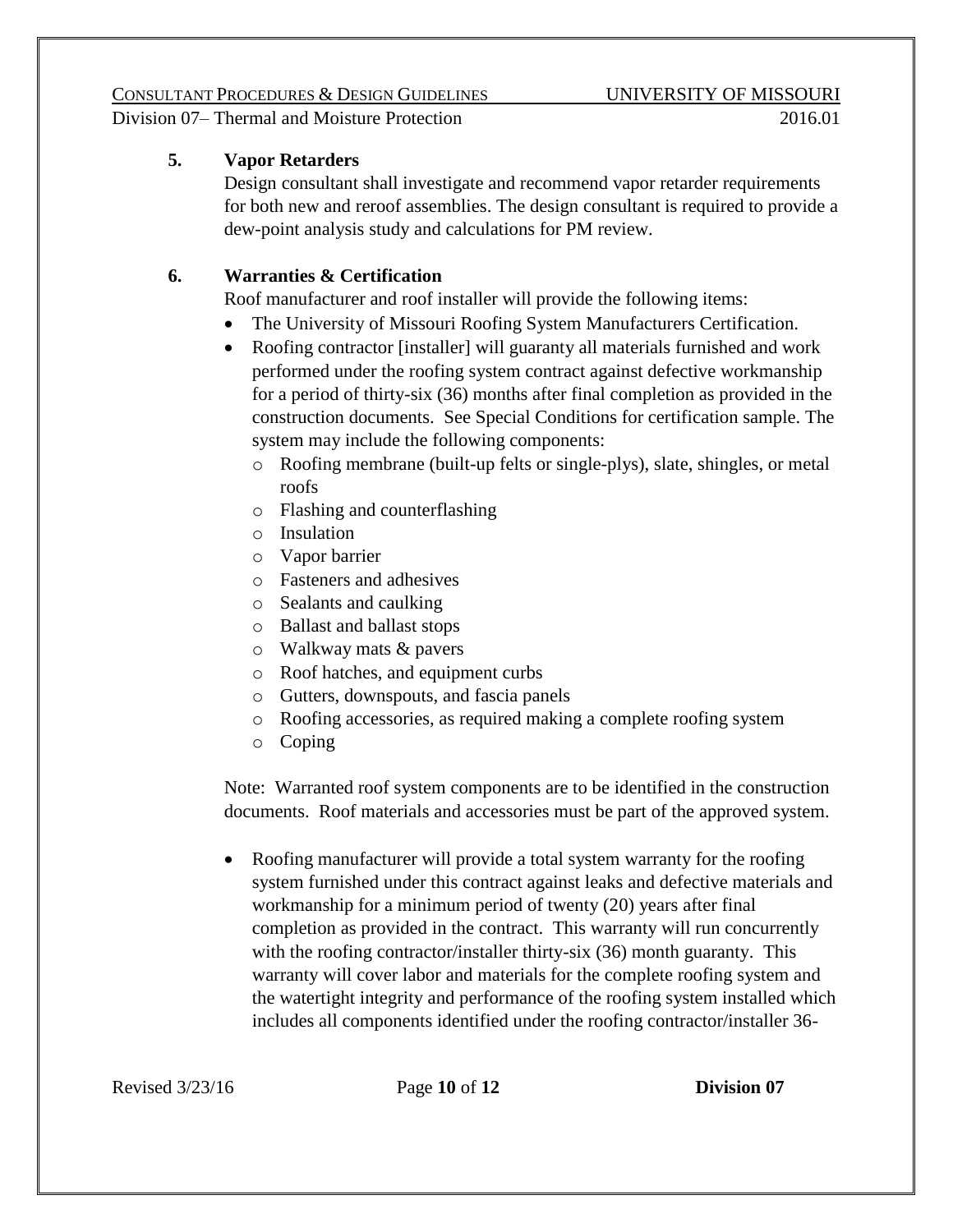**5. Vapor Retarders**

Design consultant shall investigate and recommend vapor retarder requirements for both new and reroof assemblies. The design consultant is required to provide a dew-point analysis study and calculations for PM review.

**6. Warranties & Certification**

Roof manufacturer and roof installer will provide the following items:

- The University of Missouri Roofing System Manufacturers Certification.
- Roofing contractor [installer] will guaranty all materials furnished and work performed under the roofing system contract against defective workmanship for a period of thirty-six (36) months after final completion as provided in the construction documents. See Special Conditions for certification sample. The system may include the following components:
  - Roofing membrane (built-up felts or single-plys), slate, shingles, or metal roofs
  - Flashing and counterflashing
  - Insulation
  - Vapor barrier
  - Fasteners and adhesives
  - Sealants and caulking
  - Ballast and ballast stops
  - Walkway mats & pavers
  - Roof hatches, and equipment curbs
  - Gutters, downspouts, and fascia panels
  - Roofing accessories, as required making a complete roofing system
  - Coping

Note: Warranted roof system components are to be identified in the construction documents. Roof materials and accessories must be part of the approved system.

- Roofing manufacturer will provide a total system warranty for the roofing system furnished under this contract against leaks and defective materials and workmanship for a minimum period of twenty (20) years after final completion as provided in the contract. This warranty will run concurrently with the roofing contractor/installer thirty-six (36) month guaranty. This warranty will cover labor and materials for the complete roofing system and the watertight integrity and performance of the roofing system installed which includes all components identified under the roofing contractor/installer 36-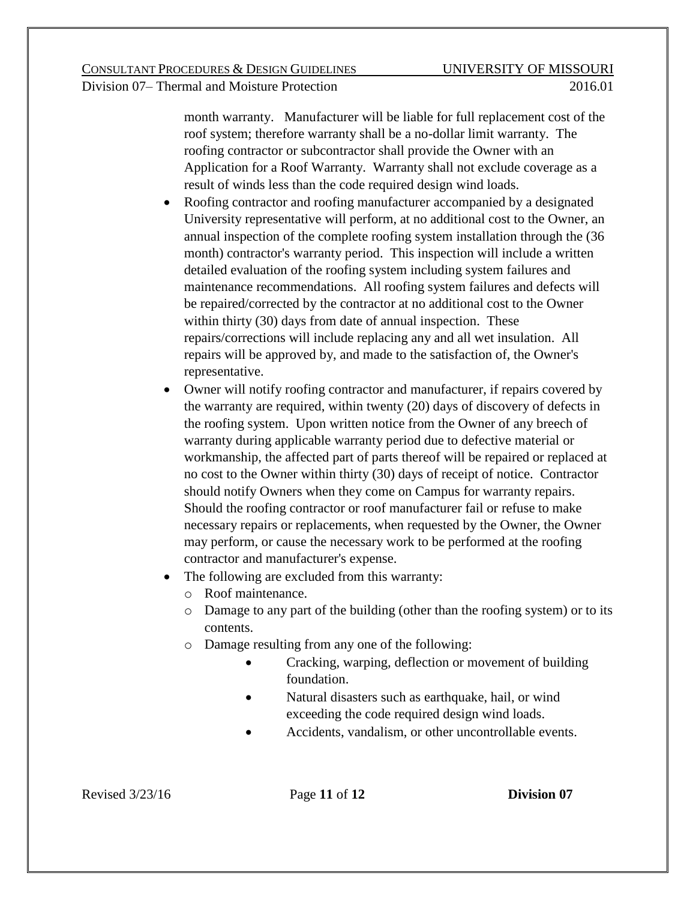month warranty. Manufacturer will be liable for full replacement cost of the roof system; therefore warranty shall be a no-dollar limit warranty. The roofing contractor or subcontractor shall provide the Owner with an Application for a Roof Warranty. Warranty shall not exclude coverage as a result of winds less than the code required design wind loads.

- Roofing contractor and roofing manufacturer accompanied by a designated University representative will perform, at no additional cost to the Owner, an annual inspection of the complete roofing system installation through the (36 month) contractor's warranty period. This inspection will include a written detailed evaluation of the roofing system including system failures and maintenance recommendations. All roofing system failures and defects will be repaired/corrected by the contractor at no additional cost to the Owner within thirty (30) days from date of annual inspection. These repairs/corrections will include replacing any and all wet insulation. All repairs will be approved by, and made to the satisfaction of, the Owner's representative.
- Owner will notify roofing contractor and manufacturer, if repairs covered by the warranty are required, within twenty (20) days of discovery of defects in the roofing system. Upon written notice from the Owner of any breech of warranty during applicable warranty period due to defective material or workmanship, the affected part of parts thereof will be repaired or replaced at no cost to the Owner within thirty (30) days of receipt of notice. Contractor should notify Owners when they come on Campus for warranty repairs. Should the roofing contractor or roof manufacturer fail or refuse to make necessary repairs or replacements, when requested by the Owner, the Owner may perform, or cause the necessary work to be performed at the roofing contractor and manufacturer's expense.
- The following are excluded from this warranty:
  - Roof maintenance.
  - Damage to any part of the building (other than the roofing system) or to its contents.
  - Damage resulting from any one of the following:
    - Cracking, warping, deflection or movement of building foundation.
    - Natural disasters such as earthquake, hail, or wind exceeding the code required design wind loads.
    - Accidents, vandalism, or other uncontrollable events.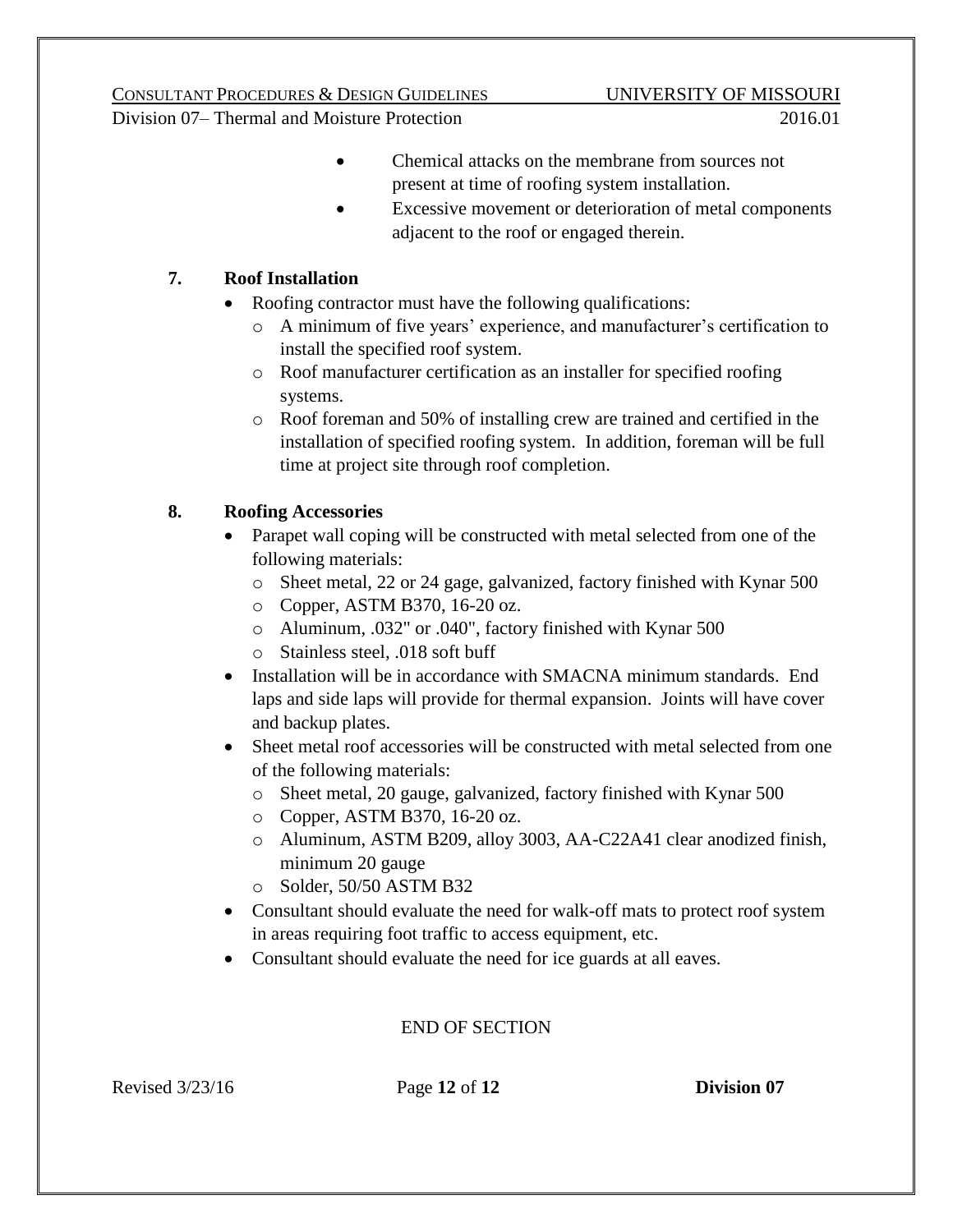- Chemical attacks on the membrane from sources not present at time of roofing system installation.
- Excessive movement or deterioration of metal components adjacent to the roof or engaged therein.

**7. Roof Installation**

- Roofing contractor must have the following qualifications:
  - A minimum of five years' experience, and manufacturer's certification to install the specified roof system.
  - Roof manufacturer certification as an installer for specified roofing systems.
  - Roof foreman and 50% of installing crew are trained and certified in the installation of specified roofing system. In addition, foreman will be full time at project site through roof completion.

**8. Roofing Accessories**

- Parapet wall coping will be constructed with metal selected from one of the following materials:
  - Sheet metal, 22 or 24 gage, galvanized, factory finished with Kynar 500
  - Copper, ASTM B370, 16-20 oz.
  - Aluminum, .032" or .040", factory finished with Kynar 500
  - Stainless steel, .018 soft buff
- Installation will be in accordance with SMACNA minimum standards. End laps and side laps will provide for thermal expansion. Joints will have cover and backup plates.
- Sheet metal roof accessories will be constructed with metal selected from one of the following materials:
  - Sheet metal, 20 gauge, galvanized, factory finished with Kynar 500
  - Copper, ASTM B370, 16-20 oz.
  - Aluminum, ASTM B209, alloy 3003, AA-C22A41 clear anodized finish, minimum 20 gauge
  - Solder, 50/50 ASTM B32
- Consultant should evaluate the need for walk-off mats to protect roof system in areas requiring foot traffic to access equipment, etc.
- Consultant should evaluate the need for ice guards at all eaves.

END OF SECTION